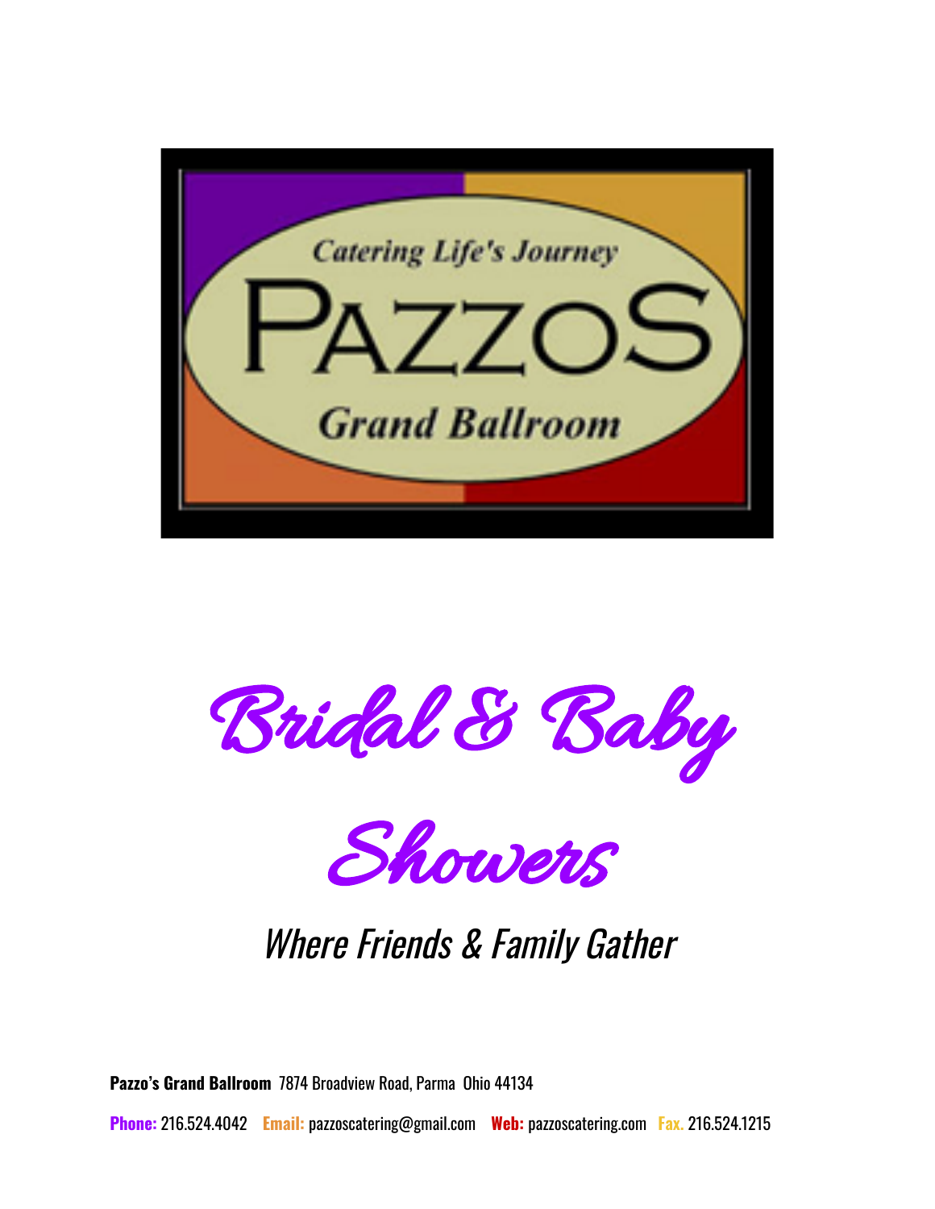Catering Life's Journey

PAZZOS

Grand Ballroom

# Bridal & Baby Showers

*Where Friends & Family Gather*

**Pazzo's Grand Ballroom** 7874 Broadview Road, Parma Ohio 44134

**Phone:** 216.524.4042 **Email:** pazzoscatering@gmail.com **Web:** pazzoscatering.com **Fax.** 216.524.1215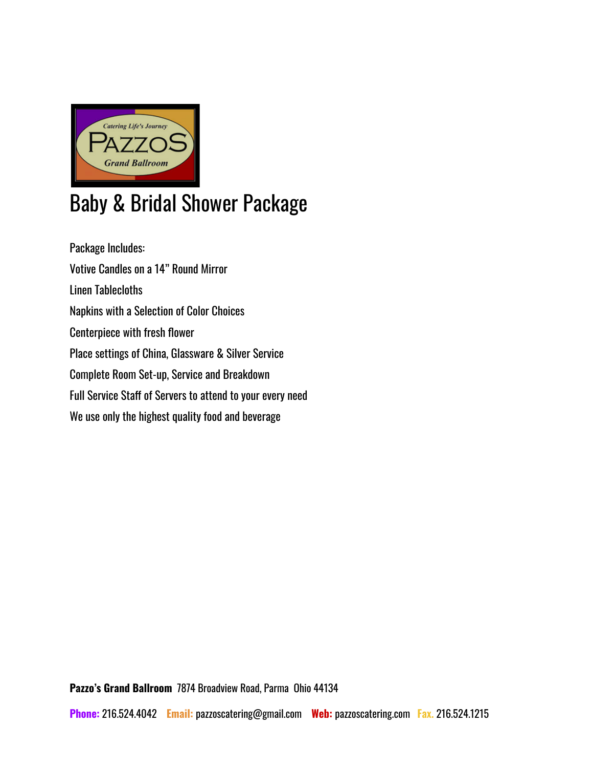Catering Life's Journey

PAZZOS

Grand Ballroom

# Baby & Bridal Shower Package

Package Includes:

Votive Candles on a 14" Round Mirror

Linen Tablecloths

Napkins with a Selection of Color Choices

Centerpiece with fresh flower

Place settings of China, Glassware & Silver Service

Complete Room Set-up, Service and Breakdown

Full Service Staff of Servers to attend to your every need

We use only the highest quality food and beverage

**Pazzo's Grand Ballroom** 7874 Broadview Road, Parma Ohio 44134

**Phone:** 216.524.4042 **Email:** pazzoscatering@gmail.com **Web:** pazzoscatering.com **Fax.** 216.524.1215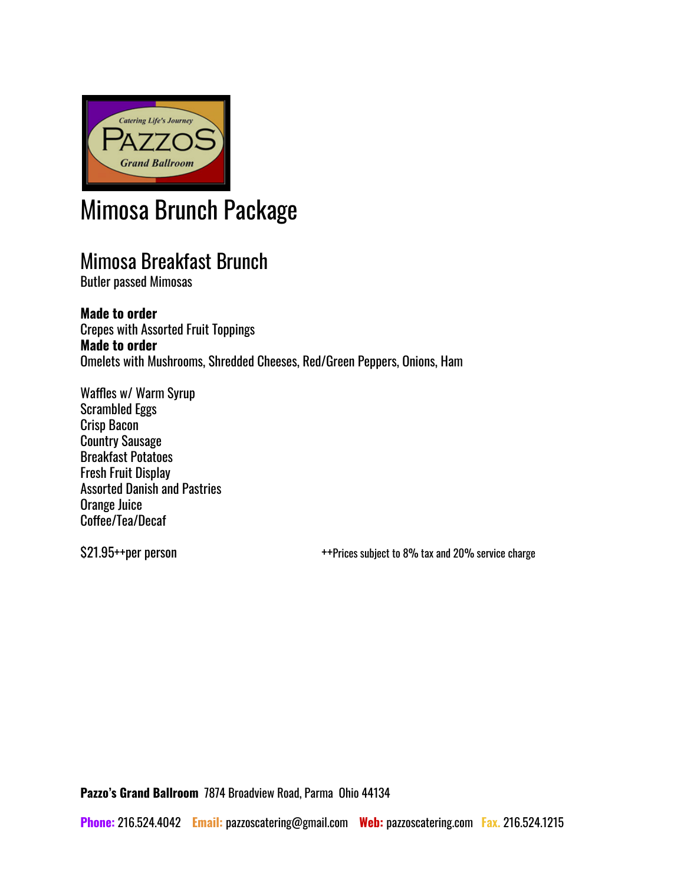# Mimosa Brunch Package

## Mimosa Breakfast Brunch

Butler passed Mimosas

**Made to order**
Crepes with Assorted Fruit Toppings
**Made to order**
Omelets with Mushrooms, Shredded Cheeses, Red/Green Peppers, Onions, Ham

Waffles w/ Warm Syrup
Scrambled Eggs
Crisp Bacon
Country Sausage
Breakfast Potatoes
Fresh Fruit Display
Assorted Danish and Pastries
Orange Juice
Coffee/Tea/Decaf

$21.95++per person

++Prices subject to 8% tax and 20% service charge

**Pazzo's Grand Ballroom** 7874 Broadview Road, Parma Ohio 44134

**Phone:** 216.524.4042 **Email:** pazzoscatering@gmail.com **Web:** pazzoscatering.com **Fax.** 216.524.1215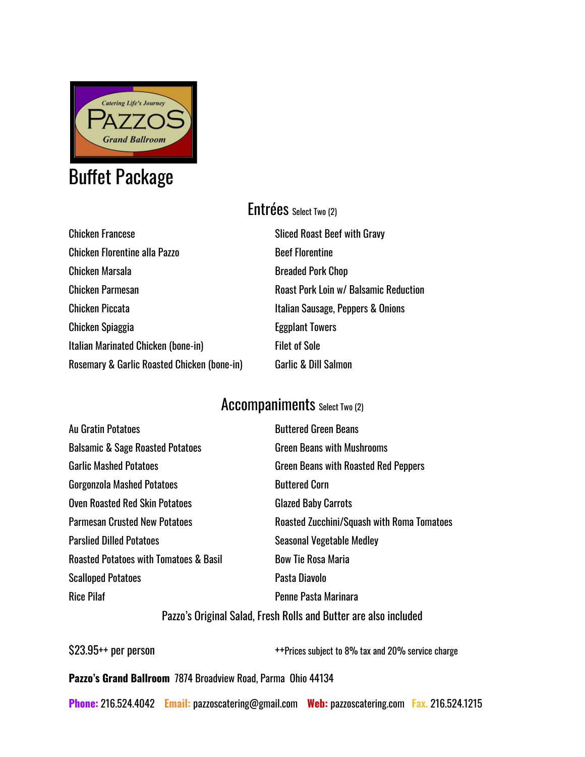Catering Life's Journey

PAZZOS

Grand Ballroom

# Buffet Package

## Entrées Select Two (2)

Chicken Francese
Chicken Florentine alla Pazzo
Chicken Marsala
Chicken Parmesan
Chicken Piccata
Chicken Spiaggia
Italian Marinated Chicken (bone-in)
Rosemary & Garlic Roasted Chicken (bone-in)
Sliced Roast Beef with Gravy
Beef Florentine
Breaded Pork Chop
Roast Pork Loin w/ Balsamic Reduction
Italian Sausage, Peppers & Onions
Eggplant Towers
Filet of Sole
Garlic & Dill Salmon

## Accompaniments Select Two (2)

Au Gratin Potatoes
Balsamic & Sage Roasted Potatoes
Garlic Mashed Potatoes
Gorgonzola Mashed Potatoes
Oven Roasted Red Skin Potatoes
Parmesan Crusted New Potatoes
Parslied Dilled Potatoes
Roasted Potatoes with Tomatoes & Basil
Scalloped Potatoes
Rice Pilaf
Buttered Green Beans
Green Beans with Mushrooms
Green Beans with Roasted Red Peppers
Buttered Corn
Glazed Baby Carrots
Roasted Zucchini/Squash with Roma Tomatoes
Seasonal Vegetable Medley
Bow Tie Rosa Maria
Pasta Diavolo
Penne Pasta Marinara

Pazzo's Original Salad, Fresh Rolls and Butter are also included

$23.95++ per person

++Prices subject to 8% tax and 20% service charge

**Pazzo's Grand Ballroom** 7874 Broadview Road, Parma Ohio 44134

**Phone:** 216.524.4042 **Email:** pazzoscatering@gmail.com **Web:** pazzoscatering.com **Fax.** 216.524.1215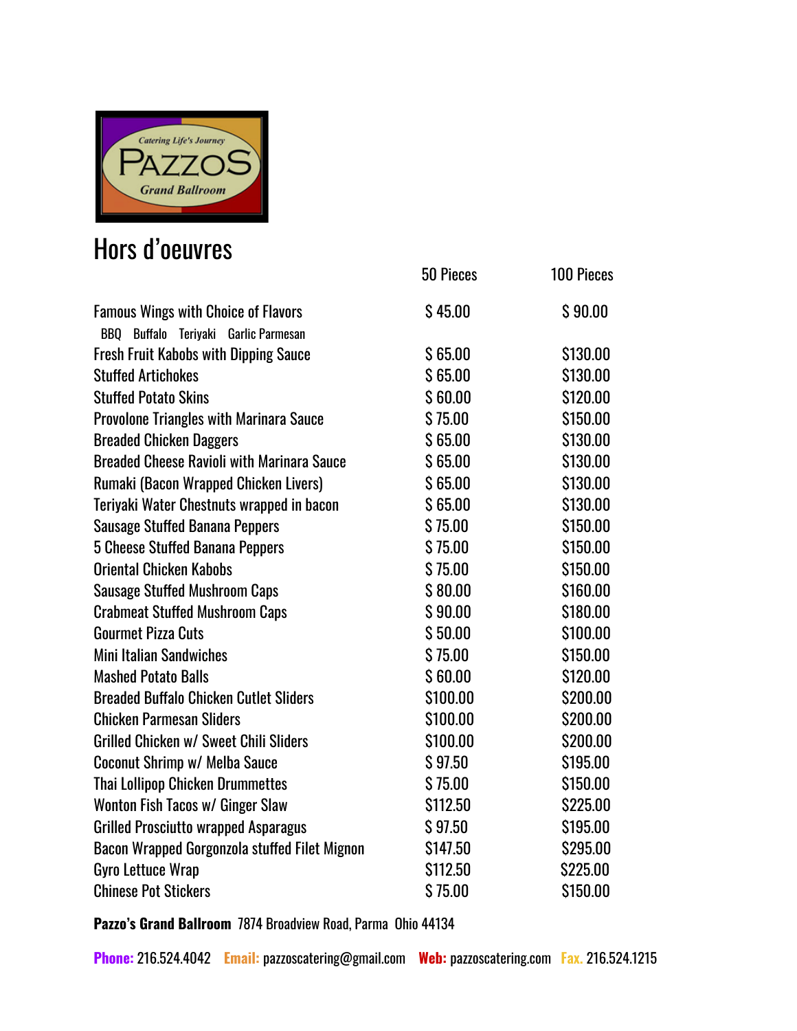# Hors d'oeuvres

| | 50 Pieces | 100 Pieces |
|---|---|---|
| Famous Wings with Choice of Flavors<br>BBQ Buffalo Teriyaki Garlic Parmesan | $ 45.00 | $ 90.00 |
| Fresh Fruit Kabobs with Dipping Sauce | $ 65.00 | $130.00 |
| Stuffed Artichokes | $ 65.00 | $130.00 |
| Stuffed Potato Skins | $ 60.00 | $120.00 |
| Provolone Triangles with Marinara Sauce | $ 75.00 | $150.00 |
| Breaded Chicken Daggers | $ 65.00 | $130.00 |
| Breaded Cheese Ravioli with Marinara Sauce | $ 65.00 | $130.00 |
| Rumaki (Bacon Wrapped Chicken Livers) | $ 65.00 | $130.00 |
| Teriyaki Water Chestnuts wrapped in bacon | $ 65.00 | $130.00 |
| Sausage Stuffed Banana Peppers | $ 75.00 | $150.00 |
| 5 Cheese Stuffed Banana Peppers | $ 75.00 | $150.00 |
| Oriental Chicken Kabobs | $ 75.00 | $150.00 |
| Sausage Stuffed Mushroom Caps | $ 80.00 | $160.00 |
| Crabmeat Stuffed Mushroom Caps | $ 90.00 | $180.00 |
| Gourmet Pizza Cuts | $ 50.00 | $100.00 |
| Mini Italian Sandwiches | $ 75.00 | $150.00 |
| Mashed Potato Balls | $ 60.00 | $120.00 |
| Breaded Buffalo Chicken Cutlet Sliders | $100.00 | $200.00 |
| Chicken Parmesan Sliders | $100.00 | $200.00 |
| Grilled Chicken w/ Sweet Chili Sliders | $100.00 | $200.00 |
| Coconut Shrimp w/ Melba Sauce | $ 97.50 | $195.00 |
| Thai Lollipop Chicken Drummettes | $ 75.00 | $150.00 |
| Wonton Fish Tacos w/ Ginger Slaw | $112.50 | $225.00 |
| Grilled Prosciutto wrapped Asparagus | $ 97.50 | $195.00 |
| Bacon Wrapped Gorgonzola stuffed Filet Mignon | $147.50 | $295.00 |
| Gyro Lettuce Wrap | $112.50 | $225.00 |
| Chinese Pot Stickers | $ 75.00 | $150.00 |

**Pazzo's Grand Ballroom** 7874 Broadview Road, Parma Ohio 44134

**Phone:** 216.524.4042 **Email:** pazzoscatering@gmail.com **Web:** pazzoscatering.com **Fax.** 216.524.1215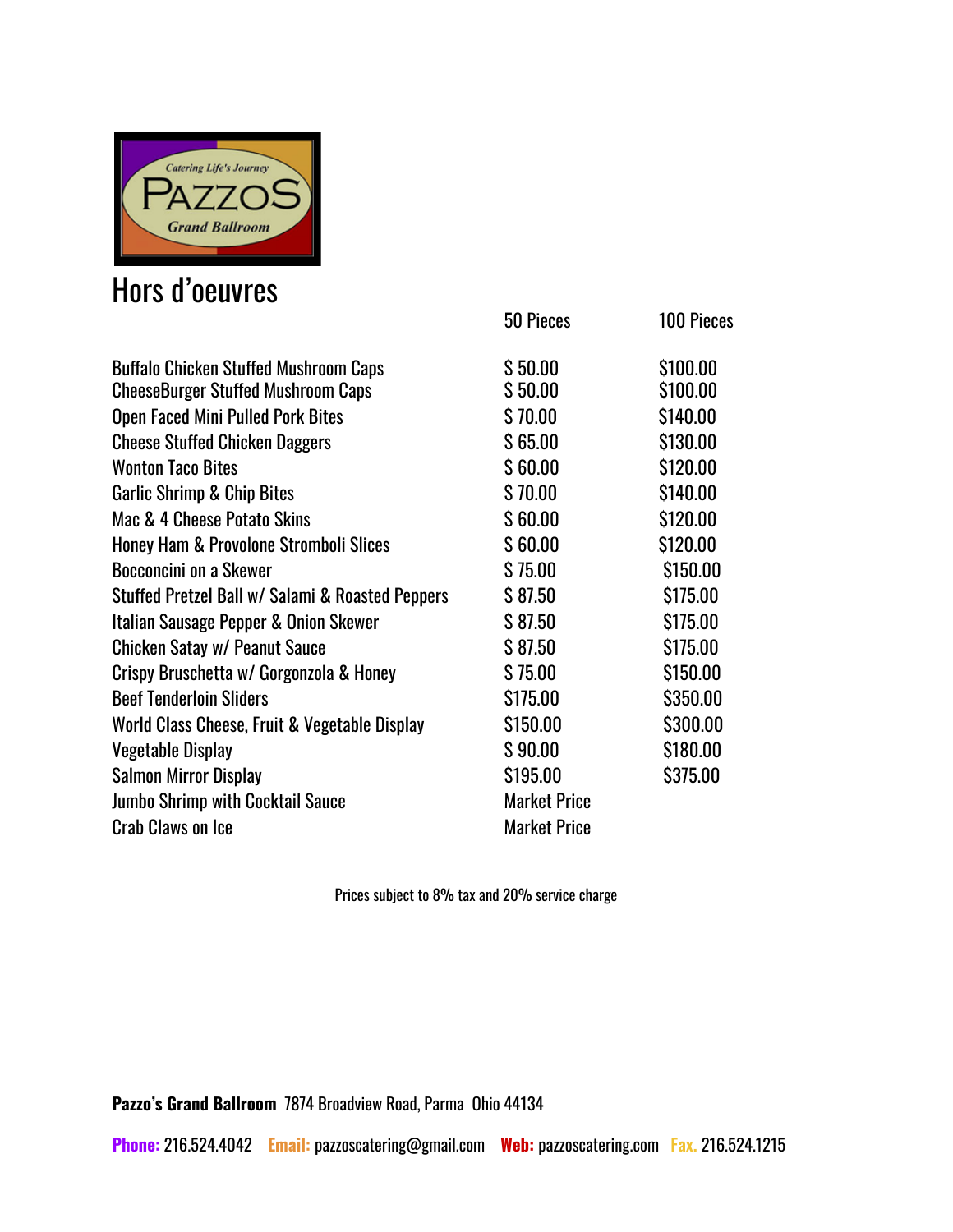# Hors d'oeuvres

| | 50 Pieces | 100 Pieces |
|---|---|---|
| Buffalo Chicken Stuffed Mushroom Caps | $ 50.00 | $100.00 |
| CheeseBurger Stuffed Mushroom Caps | $ 50.00 | $100.00 |
| Open Faced Mini Pulled Pork Bites | $ 70.00 | $140.00 |
| Cheese Stuffed Chicken Daggers | $ 65.00 | $130.00 |
| Wonton Taco Bites | $ 60.00 | $120.00 |
| Garlic Shrimp & Chip Bites | $ 70.00 | $140.00 |
| Mac & 4 Cheese Potato Skins | $ 60.00 | $120.00 |
| Honey Ham & Provolone Stromboli Slices | $ 60.00 | $120.00 |
| Bocconcini on a Skewer | $ 75.00 | $150.00 |
| Stuffed Pretzel Ball w/ Salami & Roasted Peppers | $ 87.50 | $175.00 |
| Italian Sausage Pepper & Onion Skewer | $ 87.50 | $175.00 |
| Chicken Satay w/ Peanut Sauce | $ 87.50 | $175.00 |
| Crispy Bruschetta w/ Gorgonzola & Honey | $ 75.00 | $150.00 |
| Beef Tenderloin Sliders | $175.00 | $350.00 |
| World Class Cheese, Fruit & Vegetable Display | $150.00 | $300.00 |
| Vegetable Display | $ 90.00 | $180.00 |
| Salmon Mirror Display | $195.00 | $375.00 |
| Jumbo Shrimp with Cocktail Sauce | Market Price | |
| Crab Claws on Ice | Market Price | |

Prices subject to 8% tax and 20% service charge

**Pazzo's Grand Ballroom** 7874 Broadview Road, Parma Ohio 44134

**Phone:** 216.524.4042 **Email:** pazzoscatering@gmail.com **Web:** pazzoscatering.com **Fax.** 216.524.1215